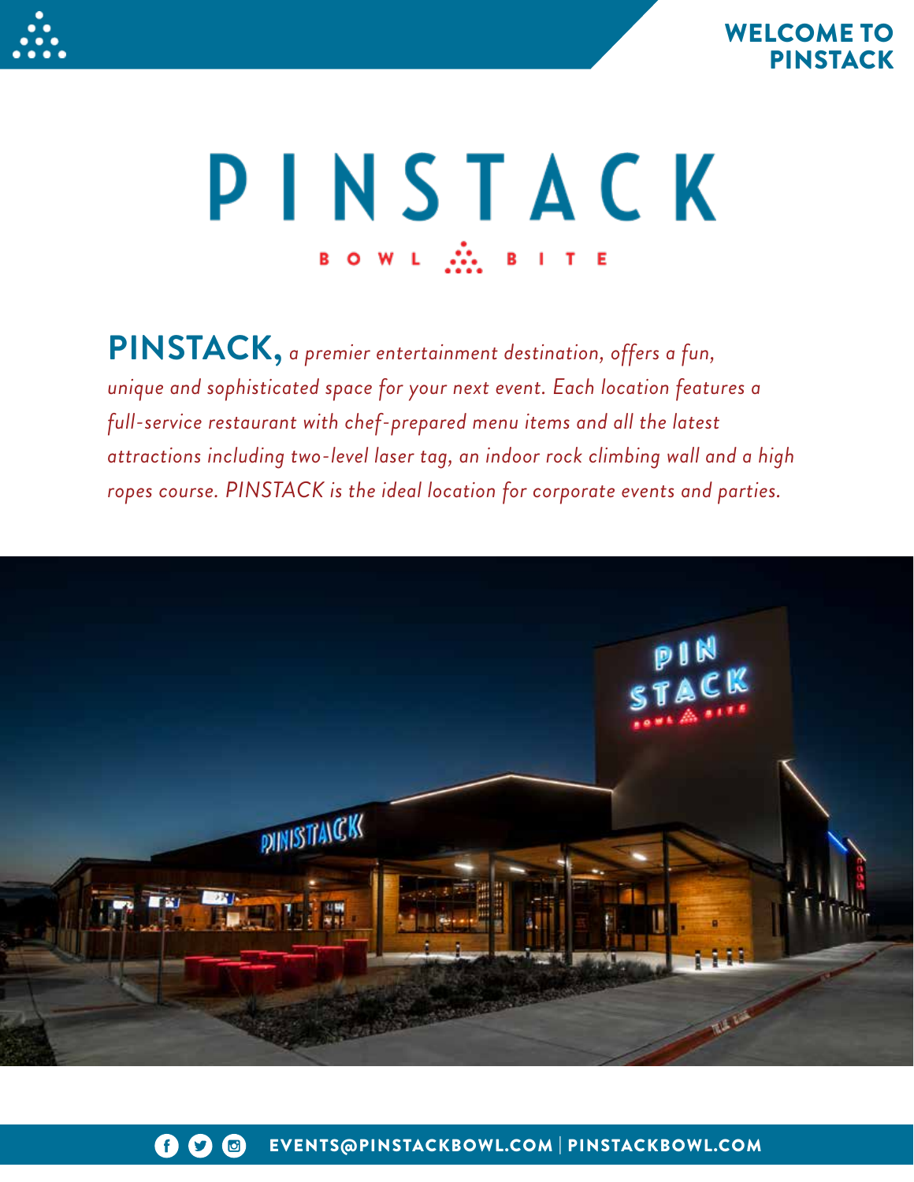WELCOME TO PINSTACK

# PINSTACK

BOWL BITE

**PINSTACK,** *a premier entertainment destination, offers a fun, unique and sophisticated space for your next event. Each location features a full-service restaurant with chef-prepared menu items and all the latest attractions including two-level laser tag, an indoor rock climbing wall and a high ropes course. PINSTACK is the ideal location for corporate events and parties.*

EVENTS@PINSTACKBOWL.COM | PINSTACKBOWL.COM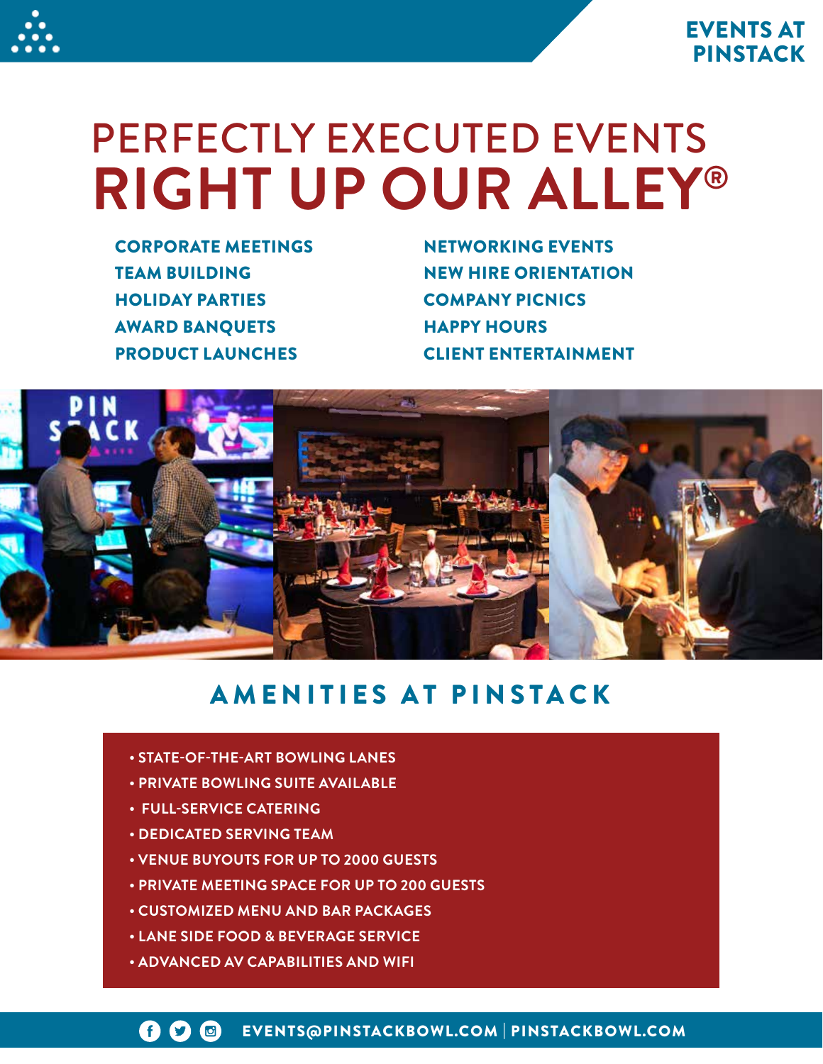EVENTS AT PINSTACK

# PERFECTLY EXECUTED EVENTS RIGHT UP OUR ALLEY®

**CORPORATE MEETINGS**
**TEAM BUILDING**
**HOLIDAY PARTIES**
**AWARD BANQUETS**
**PRODUCT LAUNCHES**
**NETWORKING EVENTS**
**NEW HIRE ORIENTATION**
**COMPANY PICNICS**
**HAPPY HOURS**
**CLIENT ENTERTAINMENT**

## AMENITIES AT PINSTACK

- STATE-OF-THE-ART BOWLING LANES
- PRIVATE BOWLING SUITE AVAILABLE
- FULL-SERVICE CATERING
- DEDICATED SERVING TEAM
- VENUE BUYOUTS FOR UP TO 2000 GUESTS
- PRIVATE MEETING SPACE FOR UP TO 200 GUESTS
- CUSTOMIZED MENU AND BAR PACKAGES
- LANE SIDE FOOD & BEVERAGE SERVICE
- ADVANCED AV CAPABILITIES AND WIFI

EVENTS@PINSTACKBOWL.COM | PINSTACKBOWL.COM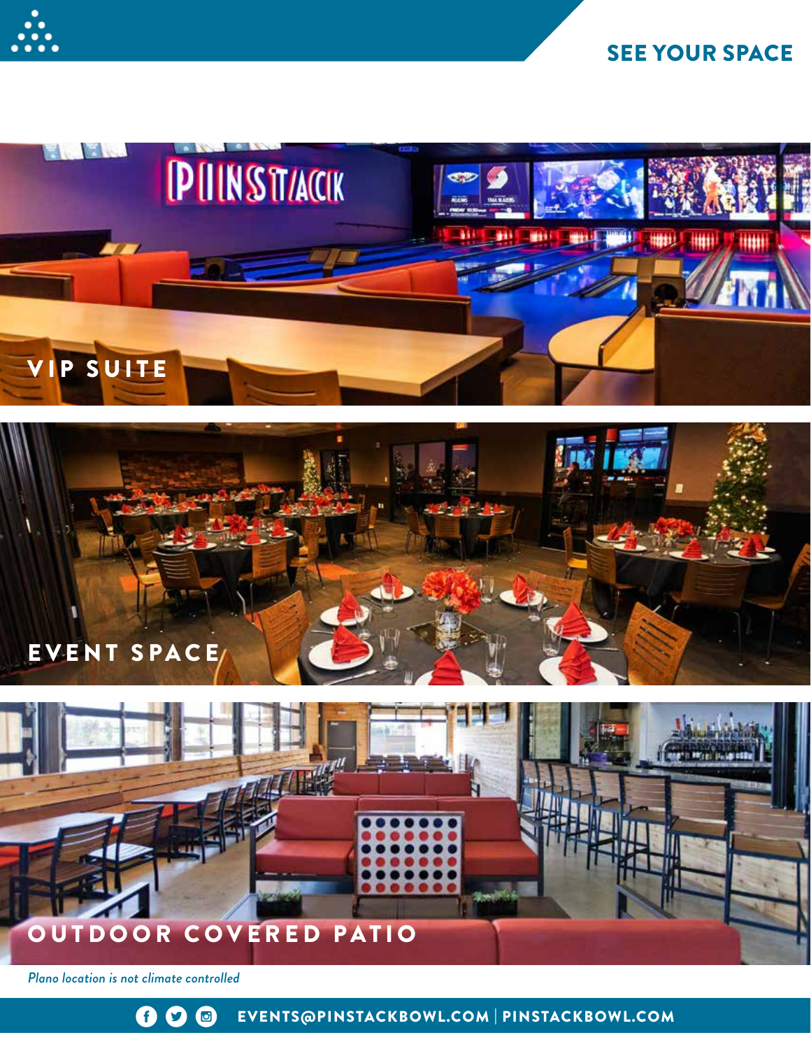# SEE YOUR SPACE

VIP SUITE

EVENT SPACE

OUTDOOR COVERED PATIO

*Plano location is not climate controlled*

EVENTS@PINSTACKBOWL.COM | PINSTACKBOWL.COM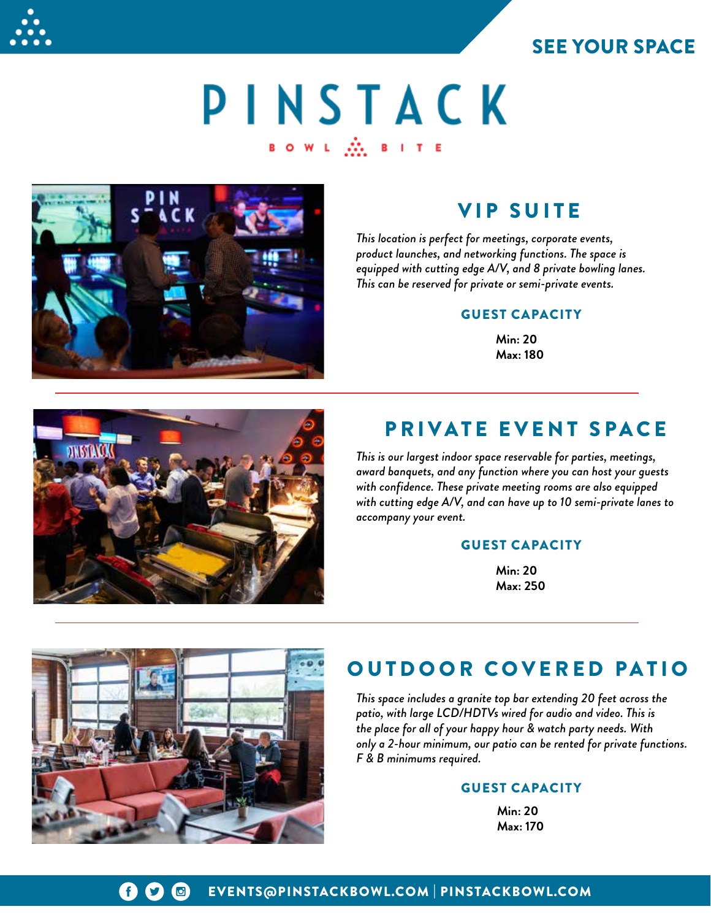SEE YOUR SPACE

# PINSTACK

BOWL BITE

## VIP SUITE

*This location is perfect for meetings, corporate events, product launches, and networking functions. The space is equipped with cutting edge A/V, and 8 private bowling lanes. This can be reserved for private or semi-private events.*

### GUEST CAPACITY

**Min: 20**
**Max: 180**

## PRIVATE EVENT SPACE

*This is our largest indoor space reservable for parties, meetings, award banquets, and any function where you can host your guests with confidence. These private meeting rooms are also equipped with cutting edge A/V, and can have up to 10 semi-private lanes to accompany your event.*

### GUEST CAPACITY

**Min: 20**
**Max: 250**

## OUTDOOR COVERED PATIO

*This space includes a granite top bar extending 20 feet across the patio, with large LCD/HDTVs wired for audio and video. This is the place for all of your happy hour & watch party needs. With only a 2-hour minimum, our patio can be rented for private functions. F & B minimums required.*

### GUEST CAPACITY

**Min: 20**
**Max: 170**

EVENTS@PINSTACKBOWL.COM | PINSTACKBOWL.COM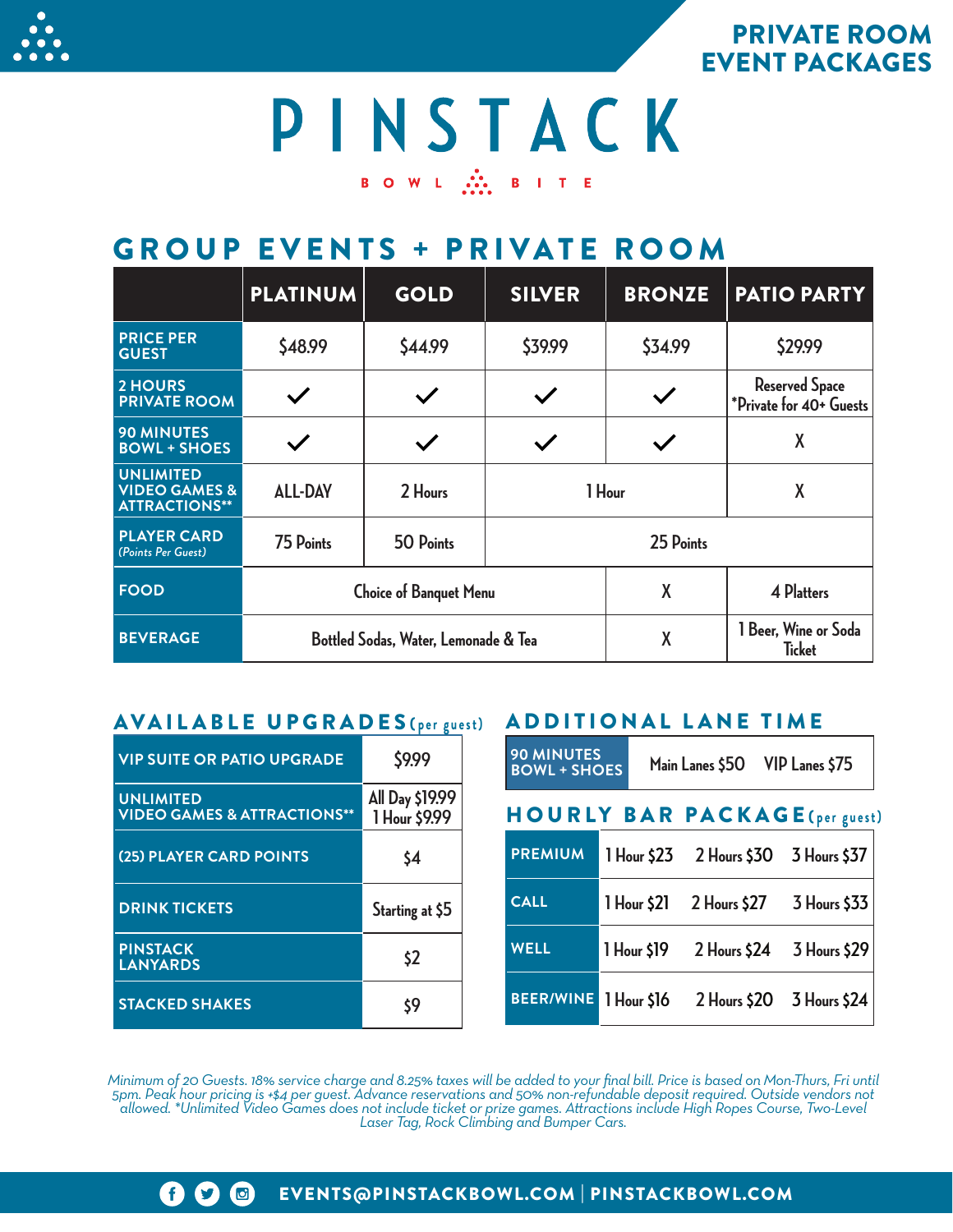# PRIVATE ROOM EVENT PACKAGES

# PINSTACK

BOWL BITE

## GROUP EVENTS + PRIVATE ROOM

| | PLATINUM | GOLD | SILVER | BRONZE | PATIO PARTY |
|---|---|---|---|---|---|
| PRICE PER GUEST | $48.99 | $44.99 | $39.99 | $34.99 | $29.99 |
| 2 HOURS PRIVATE ROOM | ✓ | ✓ | ✓ | ✓ | Reserved Space *Private for 40+ Guests |
| 90 MINUTES BOWL + SHOES | ✓ | ✓ | ✓ | ✓ | X |
| UNLIMITED VIDEO GAMES & ATTRACTIONS** | ALL-DAY | 2 Hours | 1 Hour | | X |
| PLAYER CARD *(Points Per Guest)* | 75 Points | 50 Points | 25 Points | | |
| FOOD | Choice of Banquet Menu | | | X | 4 Platters |
| BEVERAGE | Bottled Sodas, Water, Lemonade & Tea | | | X | 1 Beer, Wine or Soda Ticket |

## AVAILABLE UPGRADES (per guest)

| | |
|---|---|
| VIP SUITE OR PATIO UPGRADE | $9.99 |
| UNLIMITED VIDEO GAMES & ATTRACTIONS** | All Day $19.99<br>1 Hour $9.99 |
| (25) PLAYER CARD POINTS | $4 |
| DRINK TICKETS | Starting at $5 |
| PINSTACK LANYARDS | $2 |
| STACKED SHAKES | $9 |

## ADDITIONAL LANE TIME

| | | |
|---|---|---|
| 90 MINUTES BOWL + SHOES | Main Lanes $50 | VIP Lanes $75 |

## HOURLY BAR PACKAGE (per guest)

| | | | |
|---|---|---|---|
| PREMIUM | 1 Hour $23 | 2 Hours $30 | 3 Hours $37 |
| CALL | 1 Hour $21 | 2 Hours $27 | 3 Hours $33 |
| WELL | 1 Hour $19 | 2 Hours $24 | 3 Hours $29 |
| BEER/WINE | 1 Hour $16 | 2 Hours $20 | 3 Hours $24 |

*Minimum of 20 Guests. 18% service charge and 8.25% taxes will be added to your final bill. Price is based on Mon-Thurs, Fri until 5pm. Peak hour pricing is +$4 per guest. Advance reservations and 50% non-refundable deposit required. Outside vendors not allowed. *Unlimited Video Games does not include ticket or prize games. Attractions include High Ropes Course, Two-Level Laser Tag, Rock Climbing and Bumper Cars.*

EVENTS@PINSTACKBOWL.COM | PINSTACKBOWL.COM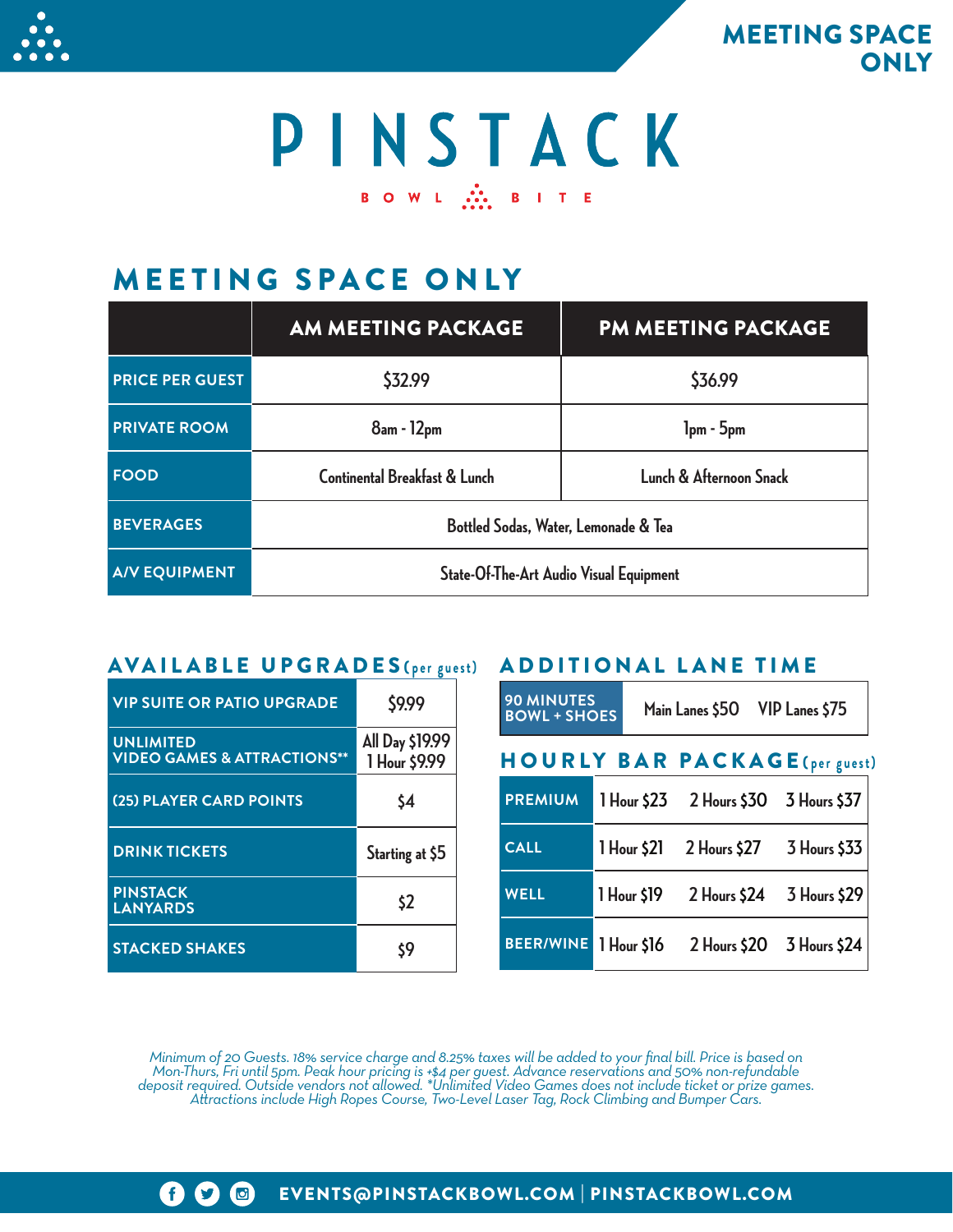MEETING SPACE ONLY

# PINSTACK

BOWL BITE

## MEETING SPACE ONLY

| | AM MEETING PACKAGE | PM MEETING PACKAGE |
|---|---|---|
| PRICE PER GUEST | $32.99 | $36.99 |
| PRIVATE ROOM | 8am - 12pm | 1pm - 5pm |
| FOOD | Continental Breakfast & Lunch | Lunch & Afternoon Snack |
| BEVERAGES | Bottled Sodas, Water, Lemonade & Tea | |
| A/V EQUIPMENT | State-Of-The-Art Audio Visual Equipment | |

## AVAILABLE UPGRADES (per guest)

| | |
|---|---|
| VIP SUITE OR PATIO UPGRADE | $9.99 |
| UNLIMITED VIDEO GAMES & ATTRACTIONS** | All Day $19.99<br>1 Hour $9.99 |
| (25) PLAYER CARD POINTS | $4 |
| DRINK TICKETS | Starting at $5 |
| PINSTACK LANYARDS | $2 |
| STACKED SHAKES | $9 |

## ADDITIONAL LANE TIME

| | | |
|---|---|---|
| 90 MINUTES BOWL + SHOES | Main Lanes $50 | VIP Lanes $75 |

## HOURLY BAR PACKAGE (per guest)

| | | | |
|---|---|---|---|
| PREMIUM | 1 Hour $23 | 2 Hours $30 | 3 Hours $37 |
| CALL | 1 Hour $21 | 2 Hours $27 | 3 Hours $33 |
| WELL | 1 Hour $19 | 2 Hours $24 | 3 Hours $29 |
| BEER/WINE | 1 Hour $16 | 2 Hours $20 | 3 Hours $24 |

*Minimum of 20 Guests. 18% service charge and 8.25% taxes will be added to your final bill. Price is based on Mon-Thurs, Fri until 5pm. Peak hour pricing is +$4 per guest. Advance reservations and 50% non-refundable deposit required. Outside vendors not allowed. *Unlimited Video Games does not include ticket or prize games. Attractions include High Ropes Course, Two-Level Laser Tag, Rock Climbing and Bumper Cars.*

EVENTS@PINSTACKBOWL.COM | PINSTACKBOWL.COM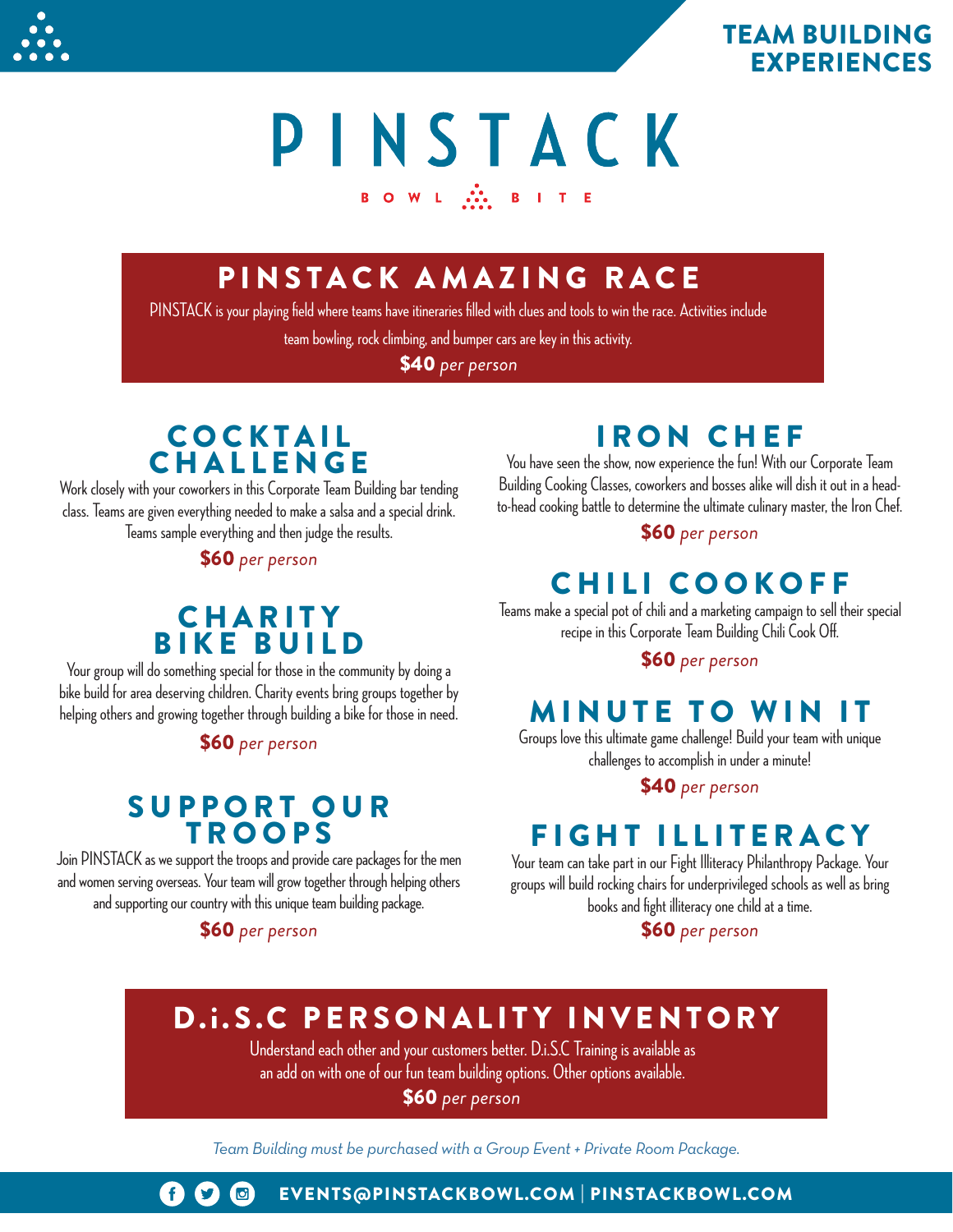# TEAM BUILDING EXPERIENCES

# PINSTACK

BOWL · BITE

## PINSTACK AMAZING RACE

PINSTACK is your playing field where teams have itineraries filled with clues and tools to win the race. Activities include team bowling, rock climbing, and bumper cars are key in this activity.

**$40** *per person*

## COCKTAIL CHALLENGE

Work closely with your coworkers in this Corporate Team Building bar tending class. Teams are given everything needed to make a salsa and a special drink. Teams sample everything and then judge the results.

**$60** *per person*

## CHARITY BIKE BUILD

Your group will do something special for those in the community by doing a bike build for area deserving children. Charity events bring groups together by helping others and growing together through building a bike for those in need.

**$60** *per person*

## SUPPORT OUR TROOPS

Join PINSTACK as we support the troops and provide care packages for the men and women serving overseas. Your team will grow together through helping others and supporting our country with this unique team building package.

**$60** *per person*

## IRON CHEF

You have seen the show, now experience the fun! With our Corporate Team Building Cooking Classes, coworkers and bosses alike will dish it out in a head-to-head cooking battle to determine the ultimate culinary master, the Iron Chef.

**$60** *per person*

## CHILI COOKOFF

Teams make a special pot of chili and a marketing campaign to sell their special recipe in this Corporate Team Building Chili Cook Off.

**$60** *per person*

## MINUTE TO WIN IT

Groups love this ultimate game challenge! Build your team with unique challenges to accomplish in under a minute!

**$40** *per person*

## FIGHT ILLITERACY

Your team can take part in our Fight Illiteracy Philanthropy Package. Your groups will build rocking chairs for underprivileged schools as well as bring books and fight illiteracy one child at a time.

**$60** *per person*

## D.i.S.C PERSONALITY INVENTORY

Understand each other and your customers better. D.i.S.C Training is available as an add on with one of our fun team building options. Other options available.

**$60** *per person*

*Team Building must be purchased with a Group Event + Private Room Package.*

EVENTS@PINSTACKBOWL.COM | PINSTACKBOWL.COM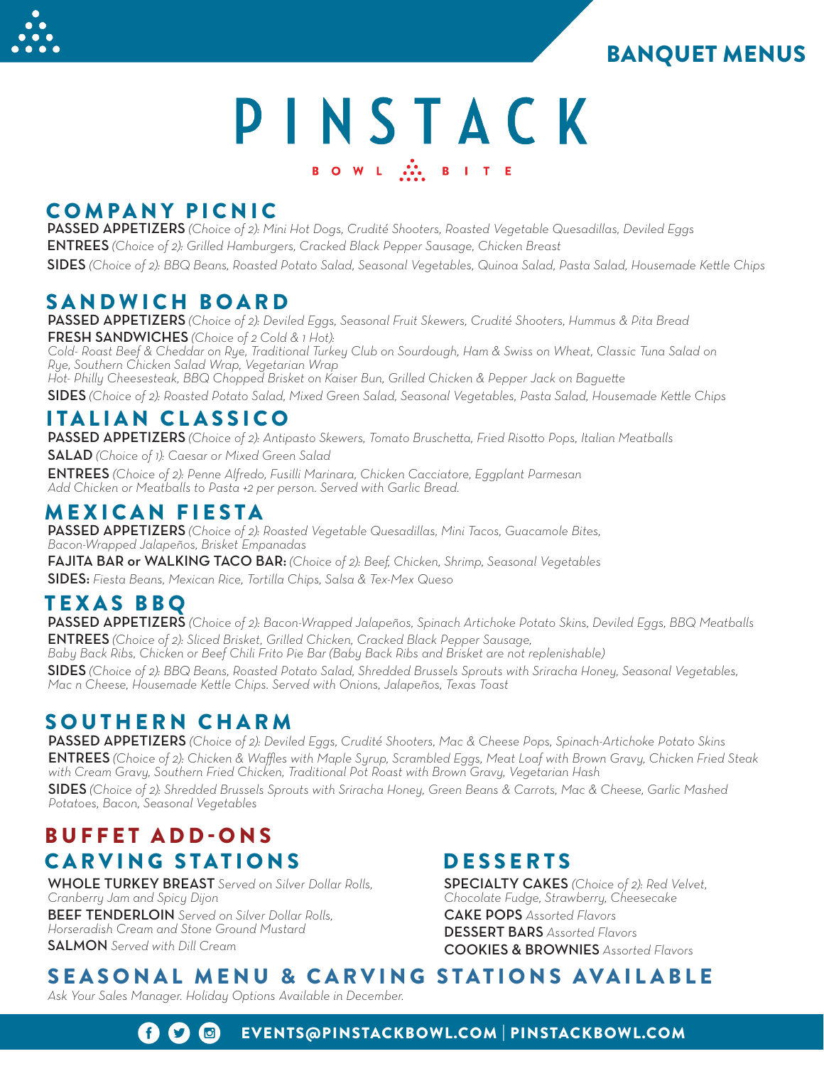# BANQUET MENUS

# PINSTACK

BOWL BITE

## COMPANY PICNIC

**PASSED APPETIZERS** *(Choice of 2): Mini Hot Dogs, Crudité Shooters, Roasted Vegetable Quesadillas, Deviled Eggs*

**ENTREES** *(Choice of 2): Grilled Hamburgers, Cracked Black Pepper Sausage, Chicken Breast*

**SIDES** *(Choice of 2): BBQ Beans, Roasted Potato Salad, Seasonal Vegetables, Quinoa Salad, Pasta Salad, Housemade Kettle Chips*

## SANDWICH BOARD

**PASSED APPETIZERS** *(Choice of 2): Deviled Eggs, Seasonal Fruit Skewers, Crudité Shooters, Hummus & Pita Bread*

**FRESH SANDWICHES** *(Choice of 2 Cold & 1 Hot):*
*Cold- Roast Beef & Cheddar on Rye, Traditional Turkey Club on Sourdough, Ham & Swiss on Wheat, Classic Tuna Salad on Rye, Southern Chicken Salad Wrap, Vegetarian Wrap*
*Hot- Philly Cheesesteak, BBQ Chopped Brisket on Kaiser Bun, Grilled Chicken & Pepper Jack on Baguette*

**SIDES** *(Choice of 2): Roasted Potato Salad, Mixed Green Salad, Seasonal Vegetables, Pasta Salad, Housemade Kettle Chips*

## ITALIAN CLASSICO

**PASSED APPETIZERS** *(Choice of 2): Antipasto Skewers, Tomato Bruschetta, Fried Risotto Pops, Italian Meatballs*

**SALAD** *(Choice of 1): Caesar or Mixed Green Salad*

**ENTREES** *(Choice of 2): Penne Alfredo, Fusilli Marinara, Chicken Cacciatore, Eggplant Parmesan*
*Add Chicken or Meatballs to Pasta +2 per person. Served with Garlic Bread.*

## MEXICAN FIESTA

**PASSED APPETIZERS** *(Choice of 2): Roasted Vegetable Quesadillas, Mini Tacos, Guacamole Bites, Bacon-Wrapped Jalapeños, Brisket Empanadas*

**FAJITA BAR or WALKING TACO BAR:** *(Choice of 2): Beef, Chicken, Shrimp, Seasonal Vegetables*

**SIDES:** *Fiesta Beans, Mexican Rice, Tortilla Chips, Salsa & Tex-Mex Queso*

## TEXAS BBQ

**PASSED APPETIZERS** *(Choice of 2): Bacon-Wrapped Jalapeños, Spinach Artichoke Potato Skins, Deviled Eggs, BBQ Meatballs*

**ENTREES** *(Choice of 2): Sliced Brisket, Grilled Chicken, Cracked Black Pepper Sausage, Baby Back Ribs, Chicken or Beef Chili Frito Pie Bar (Baby Back Ribs and Brisket are not replenishable)*

**SIDES** *(Choice of 2): BBQ Beans, Roasted Potato Salad, Shredded Brussels Sprouts with Sriracha Honey, Seasonal Vegetables, Mac n Cheese, Housemade Kettle Chips. Served with Onions, Jalapeños, Texas Toast*

## SOUTHERN CHARM

**PASSED APPETIZERS** *(Choice of 2): Deviled Eggs, Crudité Shooters, Mac & Cheese Pops, Spinach-Artichoke Potato Skins*

**ENTREES** *(Choice of 2): Chicken & Waffles with Maple Syrup, Scrambled Eggs, Meat Loaf with Brown Gravy, Chicken Fried Steak with Cream Gravy, Southern Fried Chicken, Traditional Pot Roast with Brown Gravy, Vegetarian Hash*

**SIDES** *(Choice of 2): Shredded Brussels Sprouts with Sriracha Honey, Green Beans & Carrots, Mac & Cheese, Garlic Mashed Potatoes, Bacon, Seasonal Vegetables*

## BUFFET ADD-ONS

### CARVING STATIONS

**WHOLE TURKEY BREAST** *Served on Silver Dollar Rolls, Cranberry Jam and Spicy Dijon*

**BEEF TENDERLOIN** *Served on Silver Dollar Rolls, Horseradish Cream and Stone Ground Mustard*

**SALMON** *Served with Dill Cream*

### DESSERTS

**SPECIALTY CAKES** *(Choice of 2): Red Velvet, Chocolate Fudge, Strawberry, Cheesecake*

**CAKE POPS** *Assorted Flavors*

**DESSERT BARS** *Assorted Flavors*

**COOKIES & BROWNIES** *Assorted Flavors*

## SEASONAL MENU & CARVING STATIONS AVAILABLE

*Ask Your Sales Manager. Holiday Options Available in December.*

EVENTS@PINSTACKBOWL.COM | PINSTACKBOWL.COM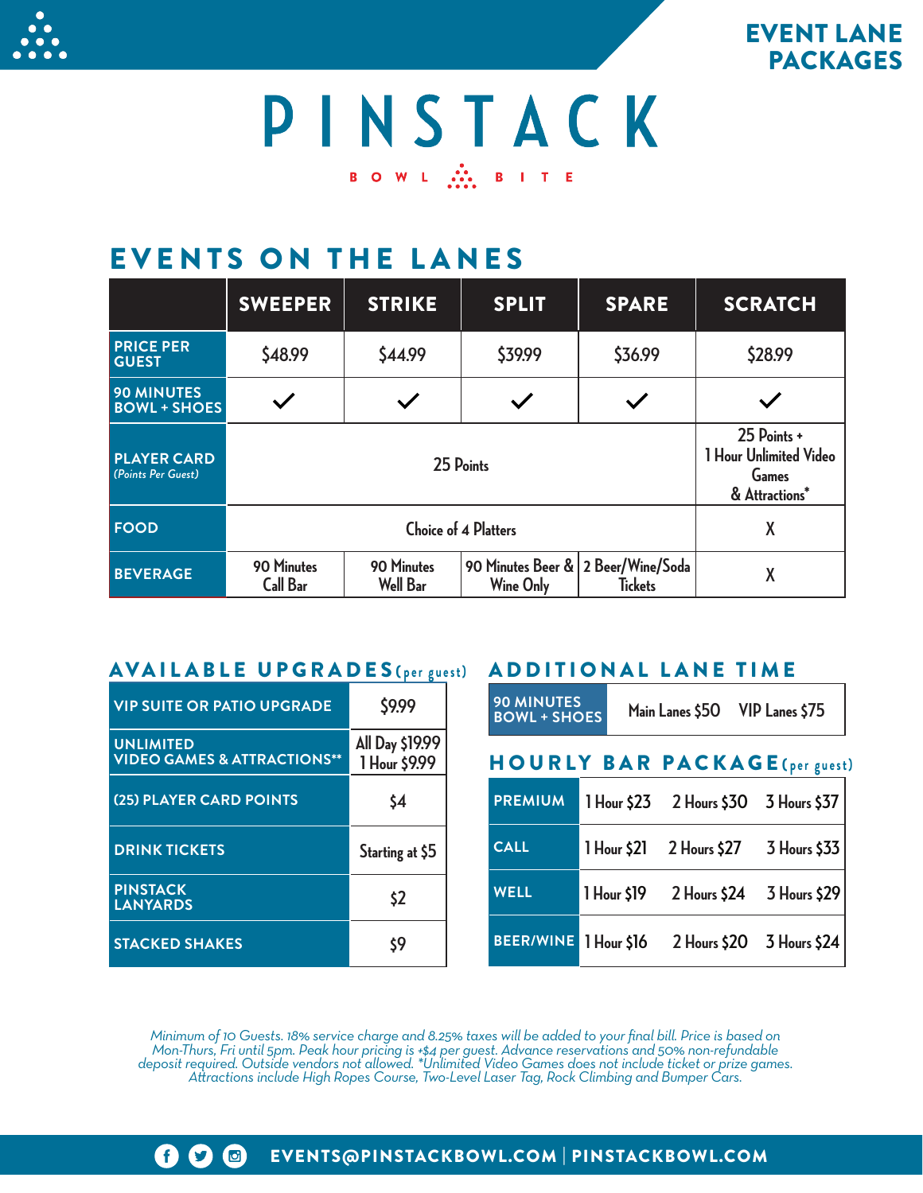# EVENT LANE PACKAGES

# PINSTACK

BOWL BITE

## EVENTS ON THE LANES

| | SWEEPER | STRIKE | SPLIT | SPARE | SCRATCH |
|---|---|---|---|---|---|
| PRICE PER GUEST | $48.99 | $44.99 | $39.99 | $36.99 | $28.99 |
| 90 MINUTES BOWL + SHOES | ✓ | ✓ | ✓ | ✓ | ✓ |
| PLAYER CARD *(Points Per Guest)* | 25 Points | | | | 25 Points + 1 Hour Unlimited Video Games & Attractions* |
| FOOD | Choice of 4 Platters | | | | X |
| BEVERAGE | 90 Minutes Call Bar | 90 Minutes Well Bar | 90 Minutes Beer & Wine Only | 2 Beer/Wine/Soda Tickets | X |

## AVAILABLE UPGRADES (per guest)

| Upgrade | Price |
|---|---|
| VIP SUITE OR PATIO UPGRADE | $9.99 |
| UNLIMITED VIDEO GAMES & ATTRACTIONS** | All Day $19.99<br>1 Hour $9.99 |
| (25) PLAYER CARD POINTS | $4 |
| DRINK TICKETS | Starting at $5 |
| PINSTACK LANYARDS | $2 |
| STACKED SHAKES | $9 |

## ADDITIONAL LANE TIME

| | | |
|---|---|---|
| 90 MINUTES BOWL + SHOES | Main Lanes $50 | VIP Lanes $75 |

## HOURLY BAR PACKAGE (per guest)

| | | | |
|---|---|---|---|
| PREMIUM | 1 Hour $23 | 2 Hours $30 | 3 Hours $37 |
| CALL | 1 Hour $21 | 2 Hours $27 | 3 Hours $33 |
| WELL | 1 Hour $19 | 2 Hours $24 | 3 Hours $29 |
| BEER/WINE | 1 Hour $16 | 2 Hours $20 | 3 Hours $24 |

*Minimum of 10 Guests. 18% service charge and 8.25% taxes will be added to your final bill. Price is based on Mon-Thurs, Fri until 5pm. Peak hour pricing is +$4 per guest. Advance reservations and 50% non-refundable deposit required. Outside vendors not allowed. *Unlimited Video Games does not include ticket or prize games. Attractions include High Ropes Course, Two-Level Laser Tag, Rock Climbing and Bumper Cars.*

EVENTS@PINSTACKBOWL.COM | PINSTACKBOWL.COM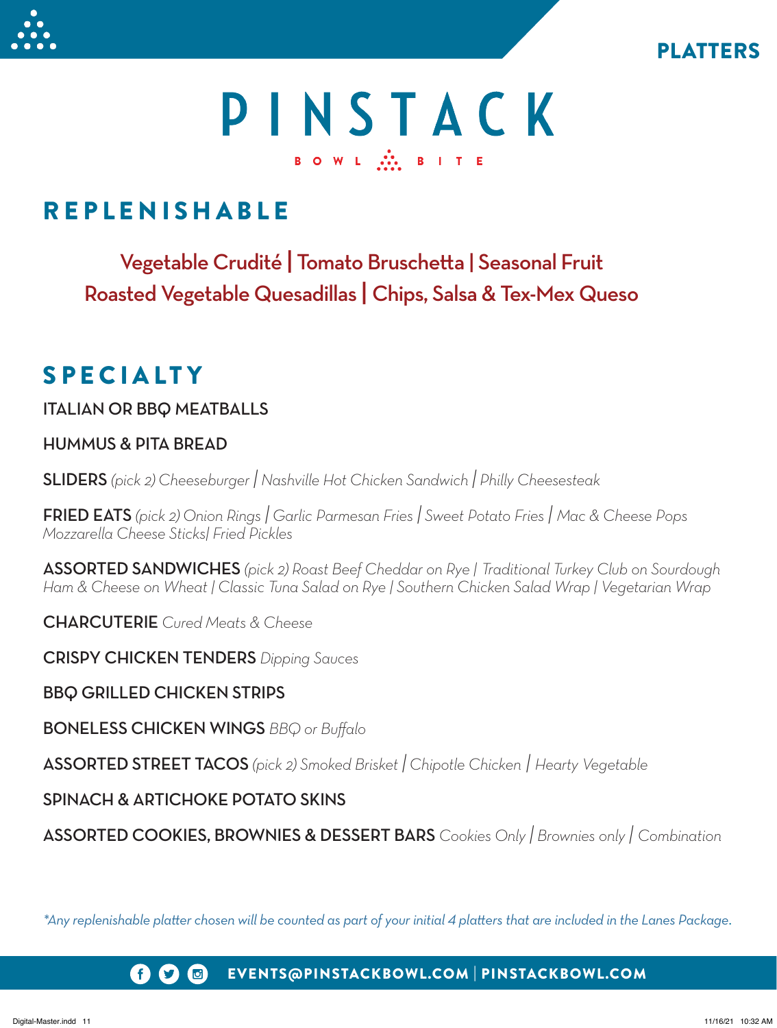PLATTERS

# PINSTACK

BOWL BITE

## REPLENISHABLE

Vegetable Crudité | Tomato Bruschetta | Seasonal Fruit
Roasted Vegetable Quesadillas | Chips, Salsa & Tex-Mex Queso

## SPECIALTY

ITALIAN OR BBQ MEATBALLS

HUMMUS & PITA BREAD

SLIDERS *(pick 2) Cheeseburger | Nashville Hot Chicken Sandwich | Philly Cheesesteak*

FRIED EATS *(pick 2) Onion Rings | Garlic Parmesan Fries | Sweet Potato Fries | Mac & Cheese Pops Mozzarella Cheese Sticks| Fried Pickles*

ASSORTED SANDWICHES *(pick 2) Roast Beef Cheddar on Rye | Traditional Turkey Club on Sourdough Ham & Cheese on Wheat | Classic Tuna Salad on Rye | Southern Chicken Salad Wrap | Vegetarian Wrap*

CHARCUTERIE *Cured Meats & Cheese*

CRISPY CHICKEN TENDERS *Dipping Sauces*

BBQ GRILLED CHICKEN STRIPS

BONELESS CHICKEN WINGS *BBQ or Buffalo*

ASSORTED STREET TACOS *(pick 2) Smoked Brisket | Chipotle Chicken | Hearty Vegetable*

SPINACH & ARTICHOKE POTATO SKINS

ASSORTED COOKIES, BROWNIES & DESSERT BARS *Cookies Only | Brownies only | Combination*

*\*Any replenishable platter chosen will be counted as part of your initial 4 platters that are included in the Lanes Package.*

EVENTS@PINSTACKBOWL.COM | PINSTACKBOWL.COM